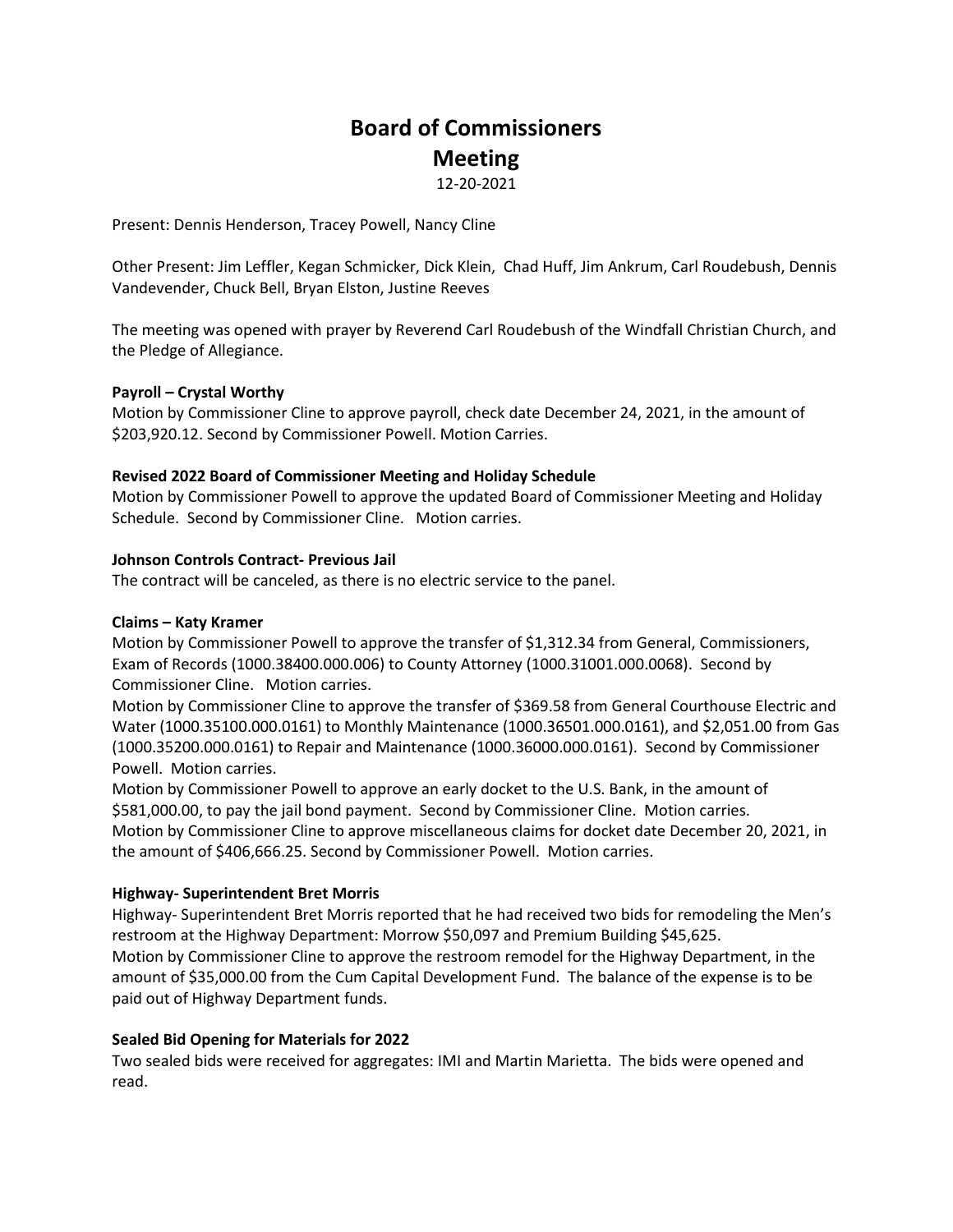# Board of Commissioners Meeting

12-20-2021

Present: Dennis Henderson, Tracey Powell, Nancy Cline

Other Present: Jim Leffler, Kegan Schmicker, Dick Klein, Chad Huff, Jim Ankrum, Carl Roudebush, Dennis Vandevender, Chuck Bell, Bryan Elston, Justine Reeves

The meeting was opened with prayer by Reverend Carl Roudebush of the Windfall Christian Church, and the Pledge of Allegiance.

**Payroll – Crystal Worthy**

Motion by Commissioner Cline to approve payroll, check date December 24, 2021, in the amount of $203,920.12. Second by Commissioner Powell. Motion Carries.

**Revised 2022 Board of Commissioner Meeting and Holiday Schedule**

Motion by Commissioner Powell to approve the updated Board of Commissioner Meeting and Holiday Schedule. Second by Commissioner Cline. Motion carries.

**Johnson Controls Contract- Previous Jail**

The contract will be canceled, as there is no electric service to the panel.

**Claims – Katy Kramer**

Motion by Commissioner Powell to approve the transfer of $1,312.34 from General, Commissioners, Exam of Records (1000.38400.000.006) to County Attorney (1000.31001.000.0068). Second by Commissioner Cline. Motion carries.

Motion by Commissioner Cline to approve the transfer of $369.58 from General Courthouse Electric and Water (1000.35100.000.0161) to Monthly Maintenance (1000.36501.000.0161), and $2,051.00 from Gas (1000.35200.000.0161) to Repair and Maintenance (1000.36000.000.0161). Second by Commissioner Powell. Motion carries.

Motion by Commissioner Powell to approve an early docket to the U.S. Bank, in the amount of $581,000.00, to pay the jail bond payment. Second by Commissioner Cline. Motion carries.

Motion by Commissioner Cline to approve miscellaneous claims for docket date December 20, 2021, in the amount of $406,666.25. Second by Commissioner Powell. Motion carries.

**Highway- Superintendent Bret Morris**

Highway- Superintendent Bret Morris reported that he had received two bids for remodeling the Men's restroom at the Highway Department: Morrow $50,097 and Premium Building $45,625.

Motion by Commissioner Cline to approve the restroom remodel for the Highway Department, in the amount of $35,000.00 from the Cum Capital Development Fund. The balance of the expense is to be paid out of Highway Department funds.

**Sealed Bid Opening for Materials for 2022**

Two sealed bids were received for aggregates: IMI and Martin Marietta. The bids were opened and read.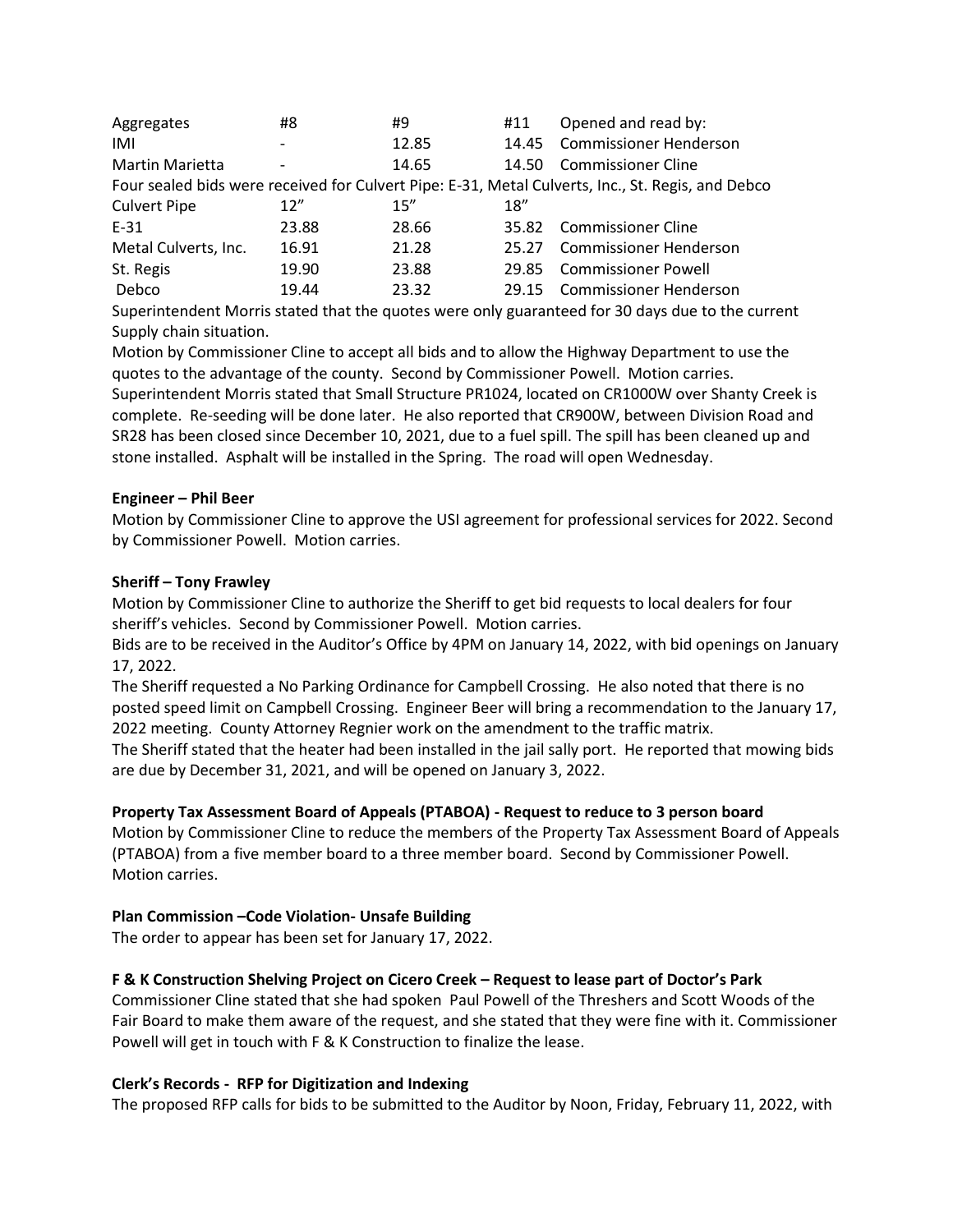| Aggregates | #8 | #9 | #11 | Opened and read by: |
| --- | --- | --- | --- | --- |
| IMI | - | 12.85 | 14.45 | Commissioner Henderson |
| Martin Marietta | - | 14.65 | 14.50 | Commissioner Cline |

Four sealed bids were received for Culvert Pipe: E-31, Metal Culverts, Inc., St. Regis, and Debco

| Culvert Pipe | 12" | 15" | 18" | |
| --- | --- | --- | --- | --- |
| E-31 | 23.88 | 28.66 | 35.82 | Commissioner Cline |
| Metal Culverts, Inc. | 16.91 | 21.28 | 25.27 | Commissioner Henderson |
| St. Regis | 19.90 | 23.88 | 29.85 | Commissioner Powell |
| Debco | 19.44 | 23.32 | 29.15 | Commissioner Henderson |

Superintendent Morris stated that the quotes were only guaranteed for 30 days due to the current Supply chain situation.

Motion by Commissioner Cline to accept all bids and to allow the Highway Department to use the quotes to the advantage of the county. Second by Commissioner Powell. Motion carries.

Superintendent Morris stated that Small Structure PR1024, located on CR1000W over Shanty Creek is complete. Re-seeding will be done later. He also reported that CR900W, between Division Road and SR28 has been closed since December 10, 2021, due to a fuel spill. The spill has been cleaned up and stone installed. Asphalt will be installed in the Spring. The road will open Wednesday.

**Engineer – Phil Beer**

Motion by Commissioner Cline to approve the USI agreement for professional services for 2022. Second by Commissioner Powell. Motion carries.

**Sheriff – Tony Frawley**

Motion by Commissioner Cline to authorize the Sheriff to get bid requests to local dealers for four sheriff's vehicles. Second by Commissioner Powell. Motion carries.

Bids are to be received in the Auditor's Office by 4PM on January 14, 2022, with bid openings on January 17, 2022.

The Sheriff requested a No Parking Ordinance for Campbell Crossing. He also noted that there is no posted speed limit on Campbell Crossing. Engineer Beer will bring a recommendation to the January 17, 2022 meeting. County Attorney Regnier work on the amendment to the traffic matrix.

The Sheriff stated that the heater had been installed in the jail sally port. He reported that mowing bids are due by December 31, 2021, and will be opened on January 3, 2022.

**Property Tax Assessment Board of Appeals (PTABOA) - Request to reduce to 3 person board**

Motion by Commissioner Cline to reduce the members of the Property Tax Assessment Board of Appeals (PTABOA) from a five member board to a three member board. Second by Commissioner Powell. Motion carries.

**Plan Commission –Code Violation- Unsafe Building**

The order to appear has been set for January 17, 2022.

**F & K Construction Shelving Project on Cicero Creek – Request to lease part of Doctor's Park**

Commissioner Cline stated that she had spoken Paul Powell of the Threshers and Scott Woods of the Fair Board to make them aware of the request, and she stated that they were fine with it. Commissioner Powell will get in touch with F & K Construction to finalize the lease.

**Clerk's Records - RFP for Digitization and Indexing**

The proposed RFP calls for bids to be submitted to the Auditor by Noon, Friday, February 11, 2022, with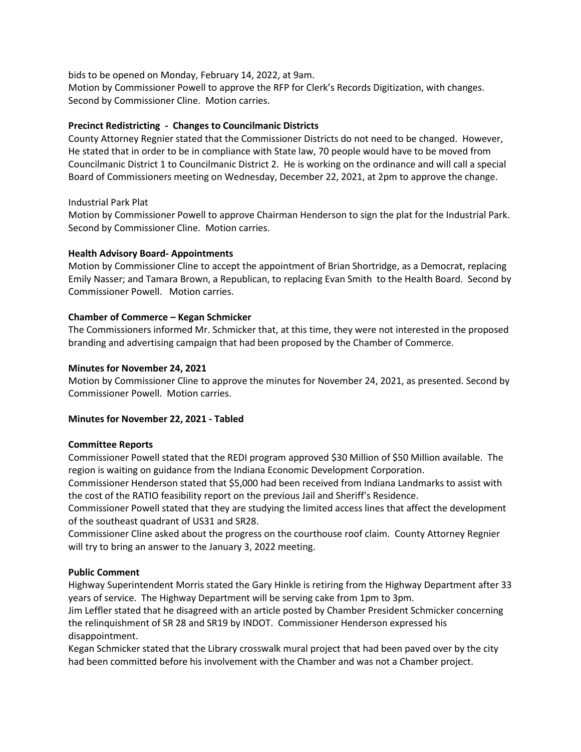bids to be opened on Monday, February 14, 2022, at 9am.
Motion by Commissioner Powell to approve the RFP for Clerk's Records Digitization, with changes. Second by Commissioner Cline. Motion carries.

**Precinct Redistricting - Changes to Councilmanic Districts**
County Attorney Regnier stated that the Commissioner Districts do not need to be changed. However, He stated that in order to be in compliance with State law, 70 people would have to be moved from Councilmanic District 1 to Councilmanic District 2. He is working on the ordinance and will call a special Board of Commissioners meeting on Wednesday, December 22, 2021, at 2pm to approve the change.

Industrial Park Plat
Motion by Commissioner Powell to approve Chairman Henderson to sign the plat for the Industrial Park. Second by Commissioner Cline. Motion carries.

**Health Advisory Board- Appointments**
Motion by Commissioner Cline to accept the appointment of Brian Shortridge, as a Democrat, replacing Emily Nasser; and Tamara Brown, a Republican, to replacing Evan Smith to the Health Board. Second by Commissioner Powell. Motion carries.

**Chamber of Commerce – Kegan Schmicker**
The Commissioners informed Mr. Schmicker that, at this time, they were not interested in the proposed branding and advertising campaign that had been proposed by the Chamber of Commerce.

**Minutes for November 24, 2021**
Motion by Commissioner Cline to approve the minutes for November 24, 2021, as presented. Second by Commissioner Powell. Motion carries.

**Minutes for November 22, 2021 - Tabled**

**Committee Reports**
Commissioner Powell stated that the REDI program approved $30 Million of $50 Million available. The region is waiting on guidance from the Indiana Economic Development Corporation.
Commissioner Henderson stated that $5,000 had been received from Indiana Landmarks to assist with the cost of the RATIO feasibility report on the previous Jail and Sheriff's Residence.
Commissioner Powell stated that they are studying the limited access lines that affect the development of the southeast quadrant of US31 and SR28.
Commissioner Cline asked about the progress on the courthouse roof claim. County Attorney Regnier will try to bring an answer to the January 3, 2022 meeting.

**Public Comment**
Highway Superintendent Morris stated the Gary Hinkle is retiring from the Highway Department after 33 years of service. The Highway Department will be serving cake from 1pm to 3pm.
Jim Leffler stated that he disagreed with an article posted by Chamber President Schmicker concerning the relinquishment of SR 28 and SR19 by INDOT. Commissioner Henderson expressed his disappointment.
Kegan Schmicker stated that the Library crosswalk mural project that had been paved over by the city had been committed before his involvement with the Chamber and was not a Chamber project.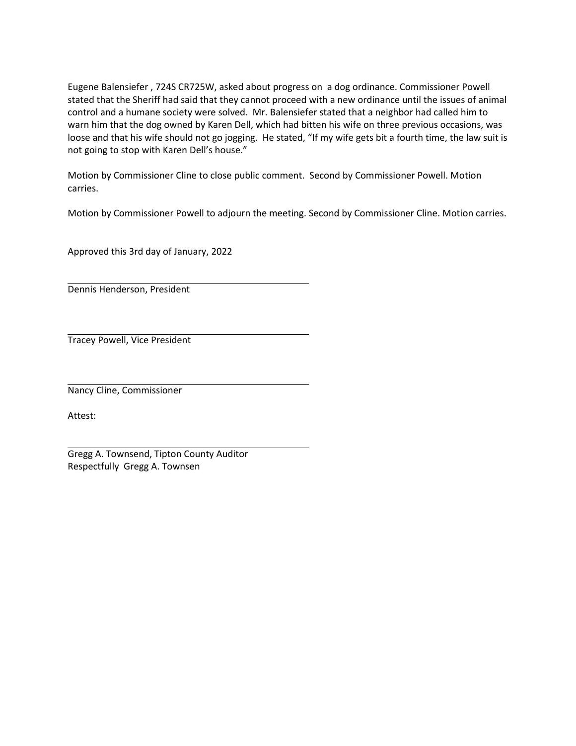Eugene Balensiefer , 724S CR725W, asked about progress on a dog ordinance. Commissioner Powell stated that the Sheriff had said that they cannot proceed with a new ordinance until the issues of animal control and a humane society were solved. Mr. Balensiefer stated that a neighbor had called him to warn him that the dog owned by Karen Dell, which had bitten his wife on three previous occasions, was loose and that his wife should not go jogging. He stated, "If my wife gets bit a fourth time, the law suit is not going to stop with Karen Dell's house."

Motion by Commissioner Cline to close public comment. Second by Commissioner Powell. Motion carries.

Motion by Commissioner Powell to adjourn the meeting. Second by Commissioner Cline. Motion carries.

Approved this 3rd day of January, 2022

\_\_\_\_\_\_\_\_\_\_\_\_\_\_\_\_\_\_\_\_\_\_\_\_\_\_\_\_\_\_\_\_\_\_\_\_\_\_\_\_\_\_
Dennis Henderson, President

\_\_\_\_\_\_\_\_\_\_\_\_\_\_\_\_\_\_\_\_\_\_\_\_\_\_\_\_\_\_\_\_\_\_\_\_\_\_\_\_\_\_
Tracey Powell, Vice President

\_\_\_\_\_\_\_\_\_\_\_\_\_\_\_\_\_\_\_\_\_\_\_\_\_\_\_\_\_\_\_\_\_\_\_\_\_\_\_\_\_\_
Nancy Cline, Commissioner

Attest:

\_\_\_\_\_\_\_\_\_\_\_\_\_\_\_\_\_\_\_\_\_\_\_\_\_\_\_\_\_\_\_\_\_\_\_\_\_\_\_\_\_\_
Gregg A. Townsend, Tipton County Auditor
Respectfully Gregg A. Townsen